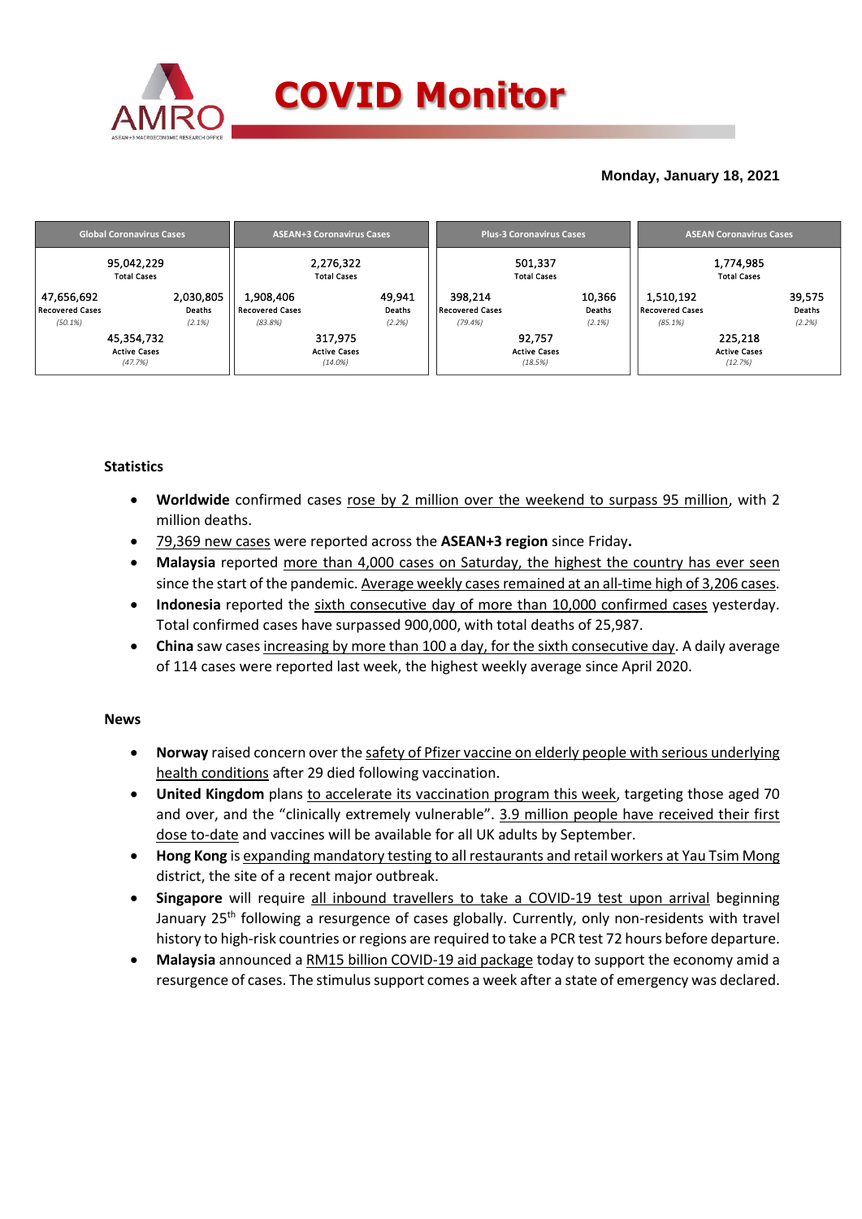# COVID Monitor

**Monday, January 18, 2021**

| Global Coronavirus Cases | | ASEAN+3 Coronavirus Cases | | Plus-3 Coronavirus Cases | | ASEAN Coronavirus Cases | |
|---|---|---|---|---|---|---|---|
| 95,042,229 Total Cases | | 2,276,322 Total Cases | | 501,337 Total Cases | | 1,774,985 Total Cases | |
| 47,656,692 Recovered Cases (50.1%) | 2,030,805 Deaths (2.1%) | 1,908,406 Recovered Cases (83.8%) | 49,941 Deaths (2.2%) | 398,214 Recovered Cases (79.4%) | 10,366 Deaths (2.1%) | 1,510,192 Recovered Cases (85.1%) | 39,575 Deaths (2.2%) |
| 45,354,732 Active Cases (47.7%) | | 317,975 Active Cases (14.0%) | | 92,757 Active Cases (18.5%) | | 225,218 Active Cases (12.7%) | |

## Statistics

- **Worldwide** confirmed cases rose by 2 million over the weekend to surpass 95 million, with 2 million deaths.
- 79,369 new cases were reported across the **ASEAN+3 region** since Friday**.**
- **Malaysia** reported more than 4,000 cases on Saturday, the highest the country has ever seen since the start of the pandemic. Average weekly cases remained at an all-time high of 3,206 cases.
- **Indonesia** reported the sixth consecutive day of more than 10,000 confirmed cases yesterday. Total confirmed cases have surpassed 900,000, with total deaths of 25,987.
- **China** saw cases increasing by more than 100 a day, for the sixth consecutive day. A daily average of 114 cases were reported last week, the highest weekly average since April 2020.

## News

- **Norway** raised concern over the safety of Pfizer vaccine on elderly people with serious underlying health conditions after 29 died following vaccination.
- **United Kingdom** plans to accelerate its vaccination program this week, targeting those aged 70 and over, and the "clinically extremely vulnerable". 3.9 million people have received their first dose to-date and vaccines will be available for all UK adults by September.
- **Hong Kong** is expanding mandatory testing to all restaurants and retail workers at Yau Tsim Mong district, the site of a recent major outbreak.
- **Singapore** will require all inbound travellers to take a COVID-19 test upon arrival beginning January 25th following a resurgence of cases globally. Currently, only non-residents with travel history to high-risk countries or regions are required to take a PCR test 72 hours before departure.
- **Malaysia** announced a RM15 billion COVID-19 aid package today to support the economy amid a resurgence of cases. The stimulus support comes a week after a state of emergency was declared.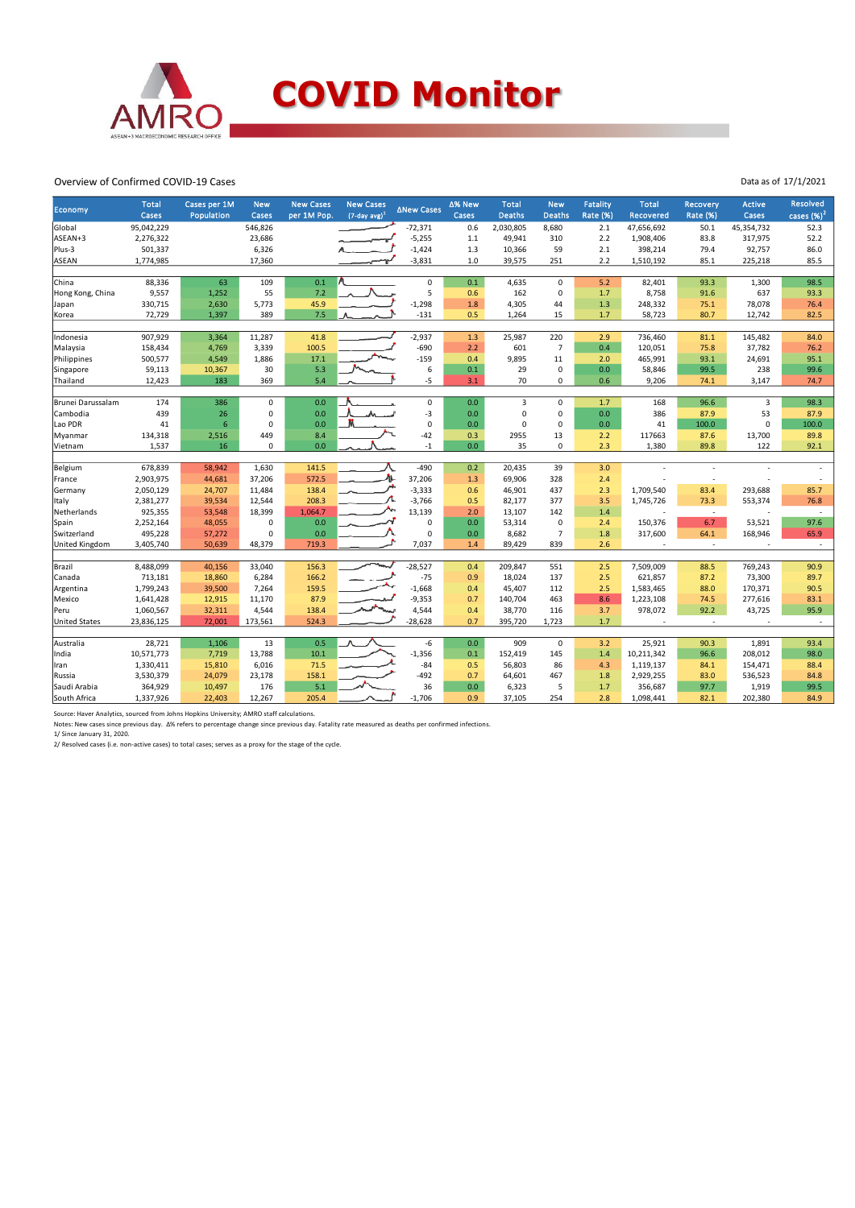# COVID Monitor

Overview of Confirmed COVID-19 Cases

Data as of 17/1/2021

| Economy | Total Cases | Cases per 1M Population | New Cases | New Cases per 1M Pop. | New Cases (7-day avg)[1] | ΔNew Cases | Δ% New Cases | Total Deaths | New Deaths | Fatality Rate (%) | Total Recovered | Recovery Rate (%) | Active Cases | Resolved cases (%)[2] |
|---|---|---|---|---|---|---|---|---|---|---|---|---|---|---|
| Global | 95,042,229 | | 546,826 | | | -72,371 | 0.6 | 2,030,805 | 8,680 | 2.1 | 47,656,692 | 50.1 | 45,354,732 | 52.3 |
| ASEAN+3 | 2,276,322 | | 23,686 | | | -5,255 | 1.1 | 49,941 | 310 | 2.2 | 1,908,406 | 83.8 | 317,975 | 52.2 |
| Plus-3 | 501,337 | | 6,326 | | | -1,424 | 1.3 | 10,366 | 59 | 2.1 | 398,214 | 79.4 | 92,757 | 86.0 |
| ASEAN | 1,774,985 | | 17,360 | | | -3,831 | 1.0 | 39,575 | 251 | 2.2 | 1,510,192 | 85.1 | 225,218 | 85.5 |
| | | | | | | | | | | | | | | |
| China | 88,336 | 63 | 109 | 0.1 | | 0 | 0.1 | 4,635 | 0 | 5.2 | 82,401 | 93.3 | 1,300 | 98.5 |
| Hong Kong, China | 9,557 | 1,252 | 55 | 7.2 | | 5 | 0.6 | 162 | 0 | 1.7 | 8,758 | 91.6 | 637 | 93.3 |
| Japan | 330,715 | 2,630 | 5,773 | 45.9 | | -1,298 | 1.8 | 4,305 | 44 | 1.3 | 248,332 | 75.1 | 78,078 | 76.4 |
| Korea | 72,729 | 1,397 | 389 | 7.5 | | -131 | 0.5 | 1,264 | 15 | 1.7 | 58,723 | 80.7 | 12,742 | 82.5 |
| | | | | | | | | | | | | | | |
| Indonesia | 907,929 | 3,364 | 11,287 | 41.8 | | -2,937 | 1.3 | 25,987 | 220 | 2.9 | 736,460 | 81.1 | 145,482 | 84.0 |
| Malaysia | 158,434 | 4,769 | 3,339 | 100.5 | | -690 | 2.2 | 601 | 7 | 0.4 | 120,051 | 75.8 | 37,782 | 76.2 |
| Philippines | 500,577 | 4,549 | 1,886 | 17.1 | | -159 | 0.4 | 9,895 | 11 | 2.0 | 465,991 | 93.1 | 24,691 | 95.1 |
| Singapore | 59,113 | 10,367 | 30 | 5.3 | | 6 | 0.1 | 29 | 0 | 0.0 | 58,846 | 99.5 | 238 | 99.6 |
| Thailand | 12,423 | 183 | 369 | 5.4 | | -5 | 3.1 | 70 | 0 | 0.6 | 9,206 | 74.1 | 3,147 | 74.7 |
| | | | | | | | | | | | | | | |
| Brunei Darussalam | 174 | 386 | 0 | 0.0 | | 0 | 0.0 | 3 | 0 | 1.7 | 168 | 96.6 | 3 | 98.3 |
| Cambodia | 439 | 26 | 0 | 0.0 | | -3 | 0.0 | 0 | 0 | 0.0 | 386 | 87.9 | 53 | 87.9 |
| Lao PDR | 41 | 6 | 0 | 0.0 | | 0 | 0.0 | 0 | 0 | 0.0 | 41 | 100.0 | 0 | 100.0 |
| Myanmar | 134,318 | 2,516 | 449 | 8.4 | | -42 | 0.3 | 2955 | 13 | 2.2 | 117663 | 87.6 | 13,700 | 89.8 |
| Vietnam | 1,537 | 16 | 0 | 0.0 | | -1 | 0.0 | 35 | 0 | 2.3 | 1,380 | 89.8 | 122 | 92.1 |
| | | | | | | | | | | | | | | |
| Belgium | 678,839 | 58,942 | 1,630 | 141.5 | | -490 | 0.2 | 20,435 | 39 | 3.0 | - | - | - | - |
| France | 2,903,975 | 44,681 | 37,206 | 572.5 | | 37,206 | 1.3 | 69,906 | 328 | 2.4 | - | - | - | - |
| Germany | 2,050,129 | 24,707 | 11,484 | 138.4 | | -3,333 | 0.6 | 46,901 | 437 | 2.3 | 1,709,540 | 83.4 | 293,688 | 85.7 |
| Italy | 2,381,277 | 39,534 | 12,544 | 208.3 | | -3,766 | 0.5 | 82,177 | 377 | 3.5 | 1,745,726 | 73.3 | 553,374 | 76.8 |
| Netherlands | 925,355 | 53,548 | 18,399 | 1,064.7 | | 13,139 | 2.0 | 13,107 | 142 | 1.4 | - | - | - | - |
| Spain | 2,252,164 | 48,055 | 0 | 0.0 | | 0 | 0.0 | 53,314 | 0 | 2.4 | 150,376 | 6.7 | 53,521 | 97.6 |
| Switzerland | 495,228 | 57,272 | 0 | 0.0 | | 0 | 0.0 | 8,682 | 7 | 1.8 | 317,600 | 64.1 | 168,946 | 65.9 |
| United Kingdom | 3,405,740 | 50,639 | 48,379 | 719.3 | | 7,037 | 1.4 | 89,429 | 839 | 2.6 | - | - | - | - |
| | | | | | | | | | | | | | | |
| Brazil | 8,488,099 | 40,156 | 33,040 | 156.3 | | -28,527 | 0.4 | 209,847 | 551 | 2.5 | 7,509,009 | 88.5 | 769,243 | 90.9 |
| Canada | 713,181 | 18,860 | 6,284 | 166.2 | | -75 | 0.9 | 18,024 | 137 | 2.5 | 621,857 | 87.2 | 73,300 | 89.7 |
| Argentina | 1,799,243 | 39,500 | 7,264 | 159.5 | | -1,668 | 0.4 | 45,407 | 112 | 2.5 | 1,583,465 | 88.0 | 170,371 | 90.5 |
| Mexico | 1,641,428 | 12,915 | 11,170 | 87.9 | | -9,353 | 0.7 | 140,704 | 463 | 8.6 | 1,223,108 | 74.5 | 277,616 | 83.1 |
| Peru | 1,060,567 | 32,311 | 4,544 | 138.4 | | 4,544 | 0.4 | 38,770 | 116 | 3.7 | 978,072 | 92.2 | 43,725 | 95.9 |
| United States | 23,836,125 | 72,001 | 173,561 | 524.3 | | -28,628 | 0.7 | 395,720 | 1,723 | 1.7 | - | - | - | - |
| | | | | | | | | | | | | | | |
| Australia | 28,721 | 1,106 | 13 | 0.5 | | -6 | 0.0 | 909 | 0 | 3.2 | 25,921 | 90.3 | 1,891 | 93.4 |
| India | 10,571,773 | 7,719 | 13,788 | 10.1 | | -1,356 | 0.1 | 152,419 | 145 | 1.4 | 10,211,342 | 96.6 | 208,012 | 98.0 |
| Iran | 1,330,411 | 15,810 | 6,016 | 71.5 | | -84 | 0.5 | 56,803 | 86 | 4.3 | 1,119,137 | 84.1 | 154,471 | 88.4 |
| Russia | 3,530,379 | 24,079 | 23,178 | 158.1 | | -492 | 0.7 | 64,601 | 467 | 1.8 | 2,929,255 | 83.0 | 536,523 | 84.8 |
| Saudi Arabia | 364,929 | 10,497 | 176 | 5.1 | | 36 | 0.0 | 6,323 | 5 | 1.7 | 356,687 | 97.7 | 1,919 | 99.5 |
| South Africa | 1,337,926 | 22,403 | 12,267 | 205.4 | | -1,706 | 0.9 | 37,105 | 254 | 2.8 | 1,098,441 | 82.1 | 202,380 | 84.9 |

Source: Haver Analytics, sourced from Johns Hopkins University; AMRO staff calculations.

Notes: New cases since previous day. Δ% refers to percentage change since previous day. Fatality rate measured as deaths per confirmed infections.

1/ Since January 31, 2020.

2/ Resolved cases (i.e. non-active cases) to total cases; serves as a proxy for the stage of the cycle.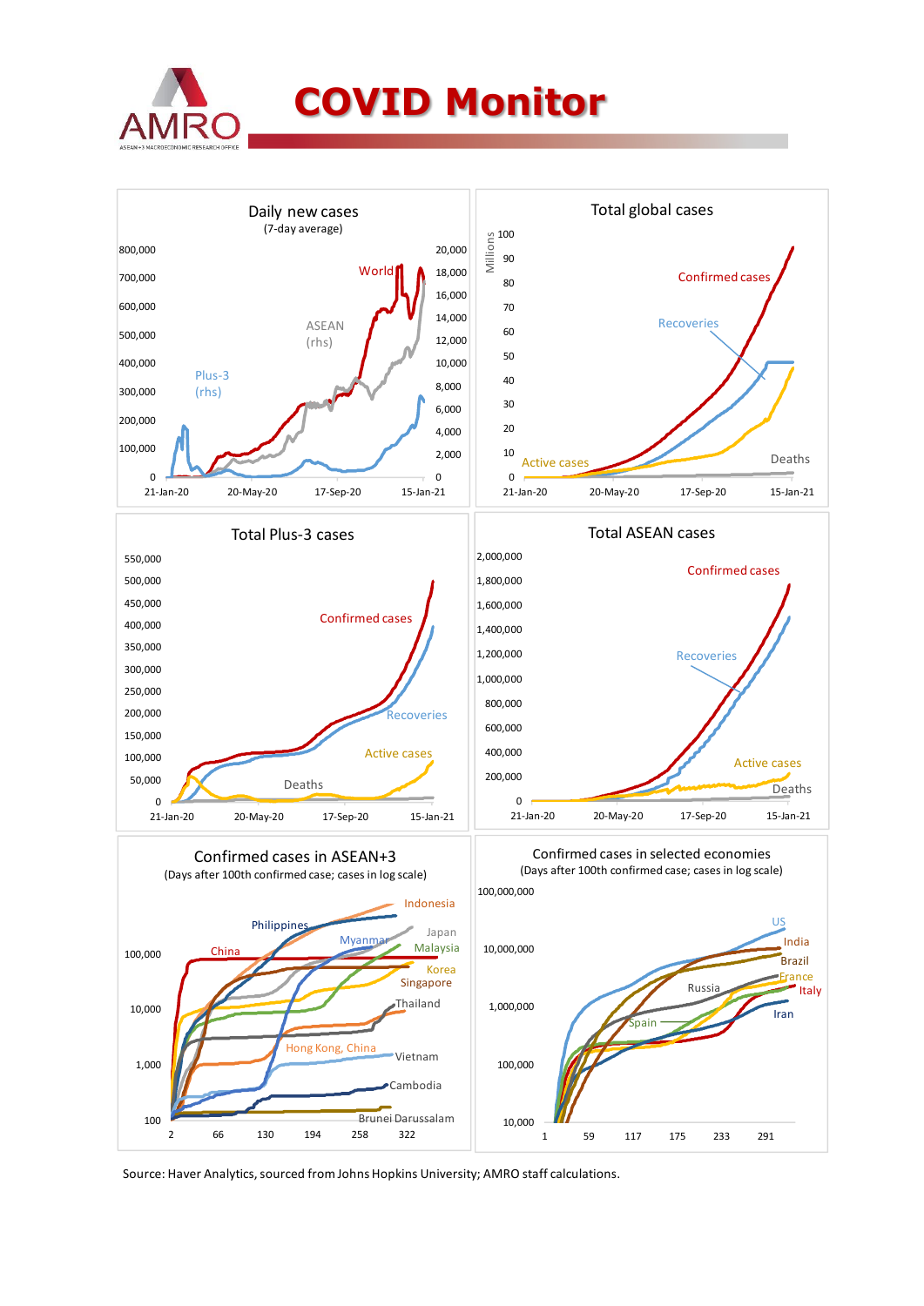# COVID Monitor

AMRO
ASEAN+3 MACROECONOMIC RESEARCH OFFICE

### Daily new cases
(7-day average)

800,000
700,000
600,000
500,000
400,000
300,000
200,000
100,000
0

20,000
18,000
16,000
14,000
12,000
10,000
8,000
6,000
4,000
2,000
0

World
ASEAN (rhs)
Plus-3 (rhs)

21-Jan-20 20-May-20 17-Sep-20 15-Jan-21

### Total global cases

Millions
100
90
80
70
60
50
40
30
20
10
0

Confirmed cases
Recoveries
Active cases
Deaths

21-Jan-20 20-May-20 17-Sep-20 15-Jan-21

### Total Plus-3 cases

550,000
500,000
450,000
400,000
350,000
300,000
250,000
200,000
150,000
100,000
50,000
0

Confirmed cases
Recoveries
Active cases
Deaths

21-Jan-20 20-May-20 17-Sep-20 15-Jan-21

### Total ASEAN cases

2,000,000
1,800,000
1,600,000
1,400,000
1,200,000
1,000,000
800,000
600,000
400,000
200,000
0

Confirmed cases
Recoveries
Active cases
Deaths

21-Jan-20 20-May-20 17-Sep-20 15-Jan-21

### Confirmed cases in ASEAN+3
(Days after 100th confirmed case; cases in log scale)

100,000
10,000
1,000
100

Indonesia
Philippines
Japan
Myanmar
Malaysia
China
Korea
Singapore
Thailand
Hong Kong, China
Vietnam
Cambodia
Brunei Darussalam

2 66 130 194 258 322

### Confirmed cases in selected economies
(Days after 100th confirmed case; cases in log scale)

100,000,000
10,000,000
1,000,000
100,000
10,000

US
India
Brazil
France
Russia
Italy
Iran
Spain

1 59 117 175 233 291

Source: Haver Analytics, sourced from Johns Hopkins University; AMRO staff calculations.